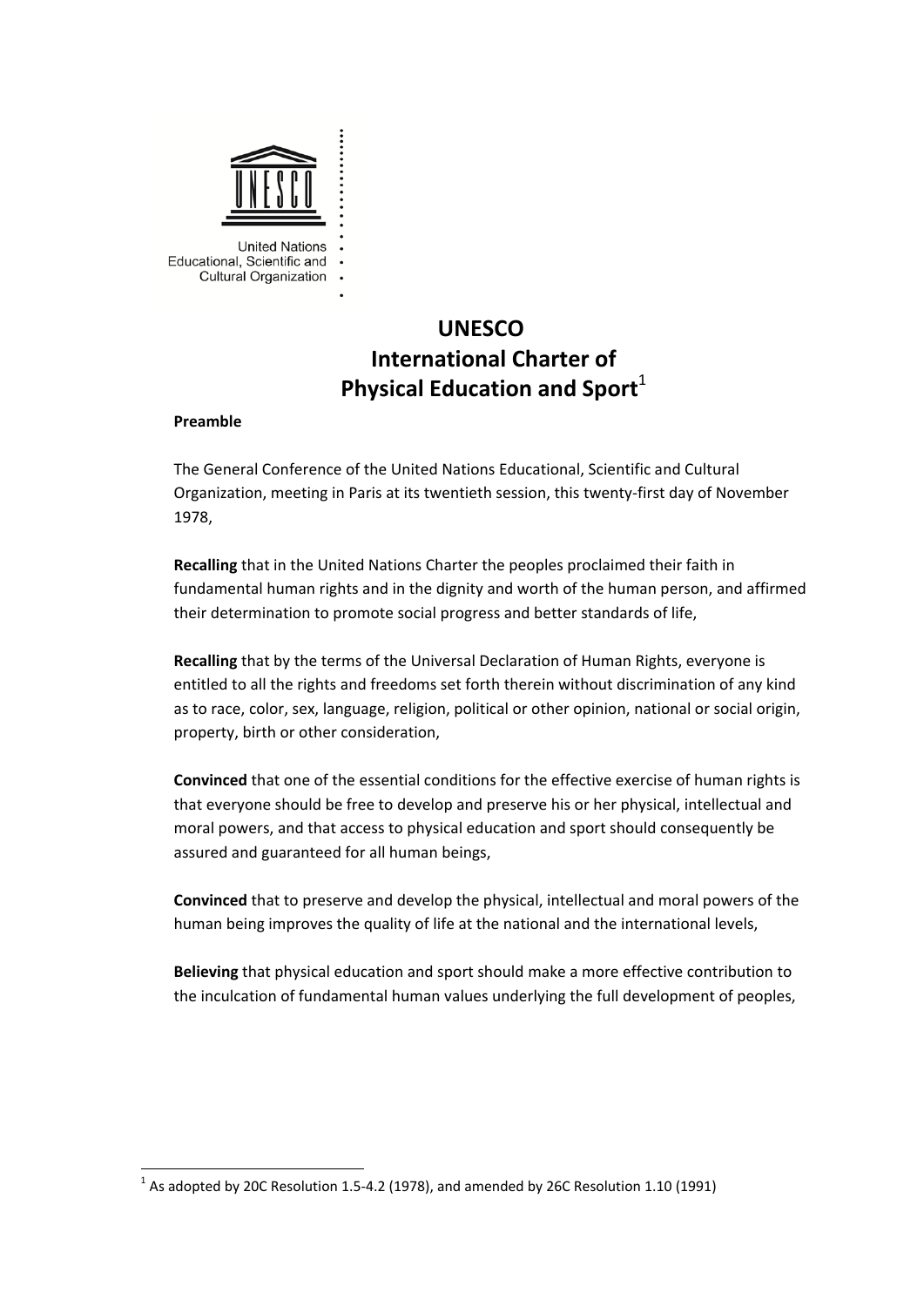United Nations Educational, Scientific and Cultural Organization

# UNESCO International Charter of Physical Education and Sport[1]

**Preamble**

The General Conference of the United Nations Educational, Scientific and Cultural Organization, meeting in Paris at its twentieth session, this twenty-first day of November 1978,

**Recalling** that in the United Nations Charter the peoples proclaimed their faith in fundamental human rights and in the dignity and worth of the human person, and affirmed their determination to promote social progress and better standards of life,

**Recalling** that by the terms of the Universal Declaration of Human Rights, everyone is entitled to all the rights and freedoms set forth therein without discrimination of any kind as to race, color, sex, language, religion, political or other opinion, national or social origin, property, birth or other consideration,

**Convinced** that one of the essential conditions for the effective exercise of human rights is that everyone should be free to develop and preserve his or her physical, intellectual and moral powers, and that access to physical education and sport should consequently be assured and guaranteed for all human beings,

**Convinced** that to preserve and develop the physical, intellectual and moral powers of the human being improves the quality of life at the national and the international levels,

**Believing** that physical education and sport should make a more effective contribution to the inculcation of fundamental human values underlying the full development of peoples,

---

[1] As adopted by 20C Resolution 1.5-4.2 (1978), and amended by 26C Resolution 1.10 (1991)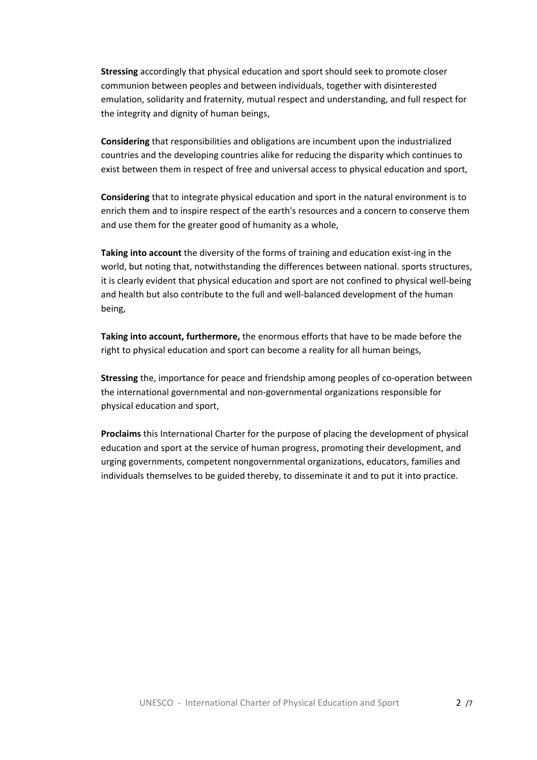**Stressing** accordingly that physical education and sport should seek to promote closer communion between peoples and between individuals, together with disinterested emulation, solidarity and fraternity, mutual respect and understanding, and full respect for the integrity and dignity of human beings,

**Considering** that responsibilities and obligations are incumbent upon the industrialized countries and the developing countries alike for reducing the disparity which continues to exist between them in respect of free and universal access to physical education and sport,

**Considering** that to integrate physical education and sport in the natural environment is to enrich them and to inspire respect of the earth's resources and a concern to conserve them and use them for the greater good of humanity as a whole,

**Taking into account** the diversity of the forms of training and education exist-ing in the world, but noting that, notwithstanding the differences between national. sports structures, it is clearly evident that physical education and sport are not confined to physical well-being and health but also contribute to the full and well-balanced development of the human being,

**Taking into account, furthermore,** the enormous efforts that have to be made before the right to physical education and sport can become a reality for all human beings,

**Stressing** the, importance for peace and friendship among peoples of co-operation between the international governmental and non-governmental organizations responsible for physical education and sport,

**Proclaims** this International Charter for the purpose of placing the development of physical education and sport at the service of human progress, promoting their development, and urging governments, competent nongovernmental organizations, educators, families and individuals themselves to be guided thereby, to disseminate it and to put it into practice.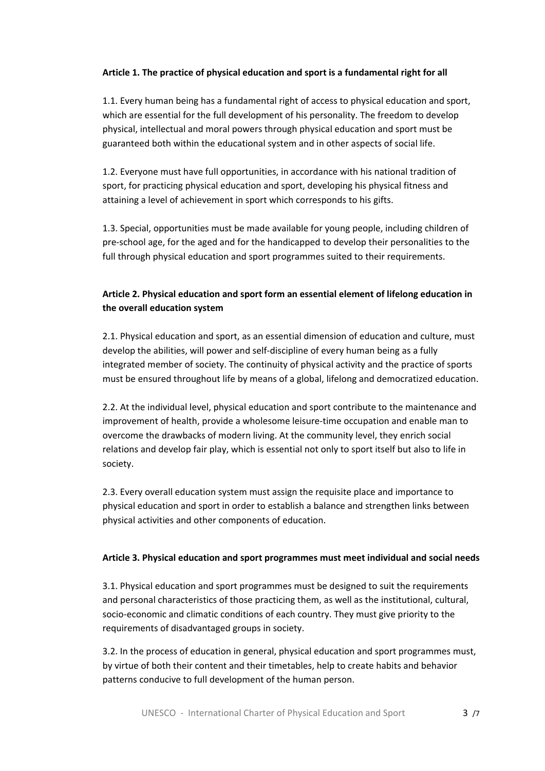**Article 1. The practice of physical education and sport is a fundamental right for all**

1.1. Every human being has a fundamental right of access to physical education and sport, which are essential for the full development of his personality. The freedom to develop physical, intellectual and moral powers through physical education and sport must be guaranteed both within the educational system and in other aspects of social life.

1.2. Everyone must have full opportunities, in accordance with his national tradition of sport, for practicing physical education and sport, developing his physical fitness and attaining a level of achievement in sport which corresponds to his gifts.

1.3. Special, opportunities must be made available for young people, including children of pre-school age, for the aged and for the handicapped to develop their personalities to the full through physical education and sport programmes suited to their requirements.

**Article 2. Physical education and sport form an essential element of lifelong education in the overall education system**

2.1. Physical education and sport, as an essential dimension of education and culture, must develop the abilities, will power and self-discipline of every human being as a fully integrated member of society. The continuity of physical activity and the practice of sports must be ensured throughout life by means of a global, lifelong and democratized education.

2.2. At the individual level, physical education and sport contribute to the maintenance and improvement of health, provide a wholesome leisure-time occupation and enable man to overcome the drawbacks of modern living. At the community level, they enrich social relations and develop fair play, which is essential not only to sport itself but also to life in society.

2.3. Every overall education system must assign the requisite place and importance to physical education and sport in order to establish a balance and strengthen links between physical activities and other components of education.

**Article 3. Physical education and sport programmes must meet individual and social needs**

3.1. Physical education and sport programmes must be designed to suit the requirements and personal characteristics of those practicing them, as well as the institutional, cultural, socio-economic and climatic conditions of each country. They must give priority to the requirements of disadvantaged groups in society.

3.2. In the process of education in general, physical education and sport programmes must, by virtue of both their content and their timetables, help to create habits and behavior patterns conducive to full development of the human person.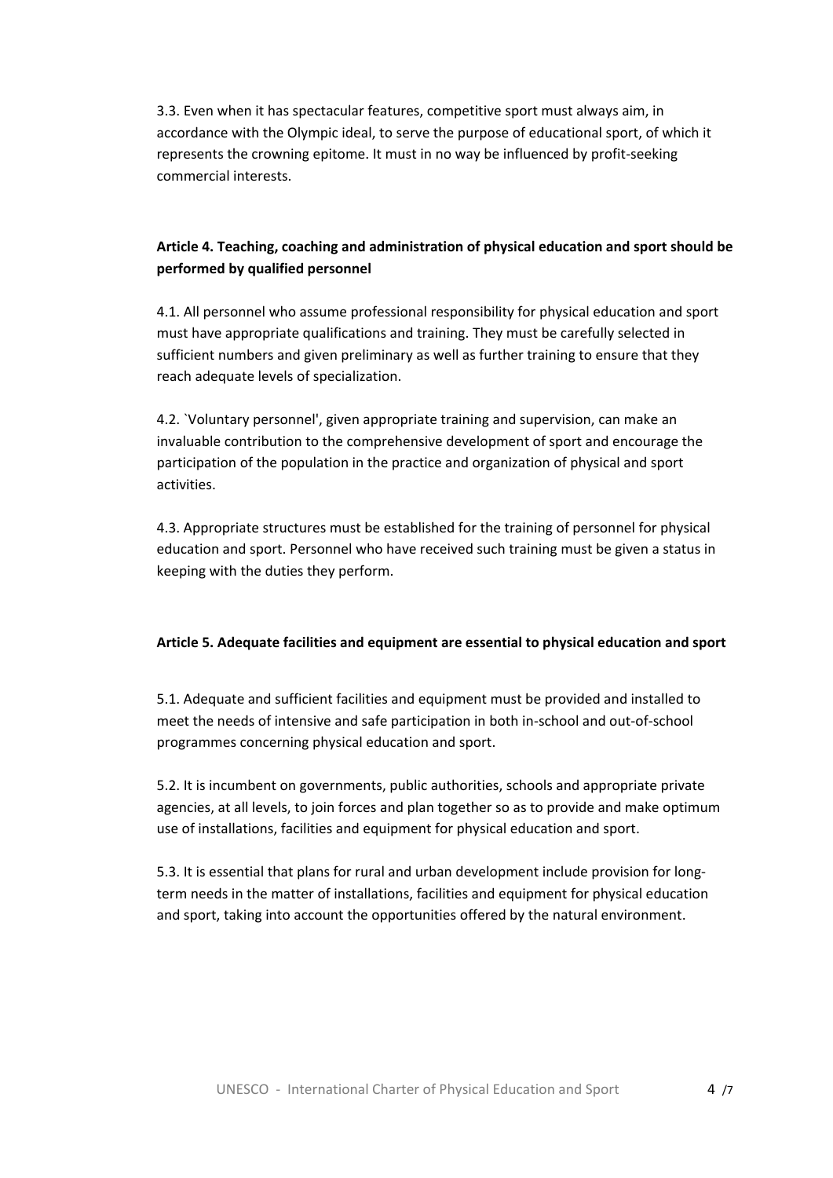3.3. Even when it has spectacular features, competitive sport must always aim, in accordance with the Olympic ideal, to serve the purpose of educational sport, of which it represents the crowning epitome. It must in no way be influenced by profit-seeking commercial interests.

**Article 4. Teaching, coaching and administration of physical education and sport should be performed by qualified personnel**

4.1. All personnel who assume professional responsibility for physical education and sport must have appropriate qualifications and training. They must be carefully selected in sufficient numbers and given preliminary as well as further training to ensure that they reach adequate levels of specialization.

4.2. `Voluntary personnel', given appropriate training and supervision, can make an invaluable contribution to the comprehensive development of sport and encourage the participation of the population in the practice and organization of physical and sport activities.

4.3. Appropriate structures must be established for the training of personnel for physical education and sport. Personnel who have received such training must be given a status in keeping with the duties they perform.

**Article 5. Adequate facilities and equipment are essential to physical education and sport**

5.1. Adequate and sufficient facilities and equipment must be provided and installed to meet the needs of intensive and safe participation in both in-school and out-of-school programmes concerning physical education and sport.

5.2. It is incumbent on governments, public authorities, schools and appropriate private agencies, at all levels, to join forces and plan together so as to provide and make optimum use of installations, facilities and equipment for physical education and sport.

5.3. It is essential that plans for rural and urban development include provision for long-term needs in the matter of installations, facilities and equipment for physical education and sport, taking into account the opportunities offered by the natural environment.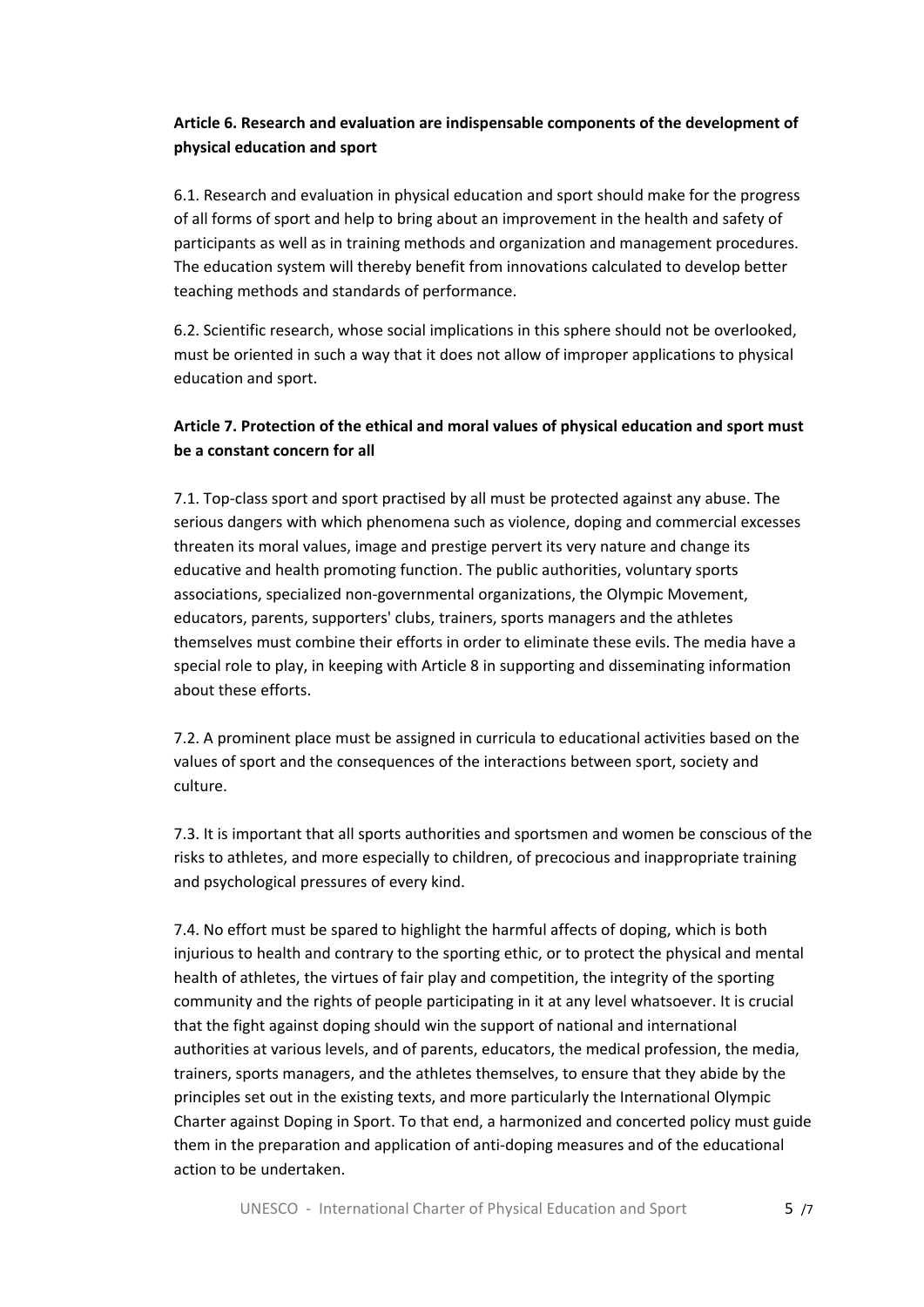**Article 6. Research and evaluation are indispensable components of the development of physical education and sport**

6.1. Research and evaluation in physical education and sport should make for the progress of all forms of sport and help to bring about an improvement in the health and safety of participants as well as in training methods and organization and management procedures. The education system will thereby benefit from innovations calculated to develop better teaching methods and standards of performance.

6.2. Scientific research, whose social implications in this sphere should not be overlooked, must be oriented in such a way that it does not allow of improper applications to physical education and sport.

**Article 7. Protection of the ethical and moral values of physical education and sport must be a constant concern for all**

7.1. Top-class sport and sport practised by all must be protected against any abuse. The serious dangers with which phenomena such as violence, doping and commercial excesses threaten its moral values, image and prestige pervert its very nature and change its educative and health promoting function. The public authorities, voluntary sports associations, specialized non-governmental organizations, the Olympic Movement, educators, parents, supporters' clubs, trainers, sports managers and the athletes themselves must combine their efforts in order to eliminate these evils. The media have a special role to play, in keeping with Article 8 in supporting and disseminating information about these efforts.

7.2. A prominent place must be assigned in curricula to educational activities based on the values of sport and the consequences of the interactions between sport, society and culture.

7.3. It is important that all sports authorities and sportsmen and women be conscious of the risks to athletes, and more especially to children, of precocious and inappropriate training and psychological pressures of every kind.

7.4. No effort must be spared to highlight the harmful affects of doping, which is both injurious to health and contrary to the sporting ethic, or to protect the physical and mental health of athletes, the virtues of fair play and competition, the integrity of the sporting community and the rights of people participating in it at any level whatsoever. It is crucial that the fight against doping should win the support of national and international authorities at various levels, and of parents, educators, the medical profession, the media, trainers, sports managers, and the athletes themselves, to ensure that they abide by the principles set out in the existing texts, and more particularly the International Olympic Charter against Doping in Sport. To that end, a harmonized and concerted policy must guide them in the preparation and application of anti-doping measures and of the educational action to be undertaken.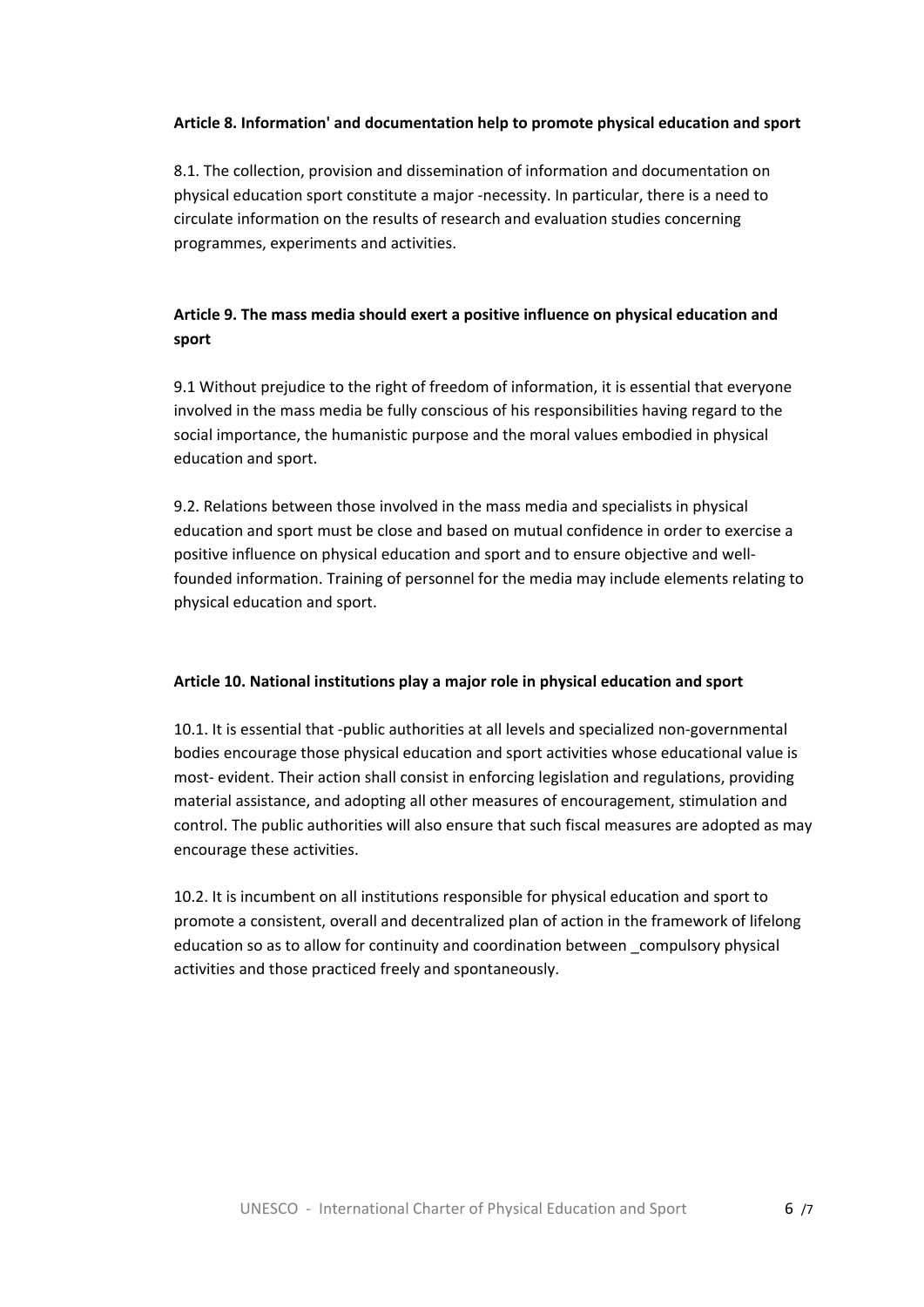**Article 8. Information' and documentation help to promote physical education and sport**

8.1. The collection, provision and dissemination of information and documentation on physical education sport constitute a major -necessity. In particular, there is a need to circulate information on the results of research and evaluation studies concerning programmes, experiments and activities.

**Article 9. The mass media should exert a positive influence on physical education and sport**

9.1 Without prejudice to the right of freedom of information, it is essential that everyone involved in the mass media be fully conscious of his responsibilities having regard to the social importance, the humanistic purpose and the moral values embodied in physical education and sport.

9.2. Relations between those involved in the mass media and specialists in physical education and sport must be close and based on mutual confidence in order to exercise a positive influence on physical education and sport and to ensure objective and well-founded information. Training of personnel for the media may include elements relating to physical education and sport.

**Article 10. National institutions play a major role in physical education and sport**

10.1. It is essential that -public authorities at all levels and specialized non-governmental bodies encourage those physical education and sport activities whose educational value is most- evident. Their action shall consist in enforcing legislation and regulations, providing material assistance, and adopting all other measures of encouragement, stimulation and control. The public authorities will also ensure that such fiscal measures are adopted as may encourage these activities.

10.2. It is incumbent on all institutions responsible for physical education and sport to promote a consistent, overall and decentralized plan of action in the framework of lifelong education so as to allow for continuity and coordination between _compulsory physical activities and those practiced freely and spontaneously.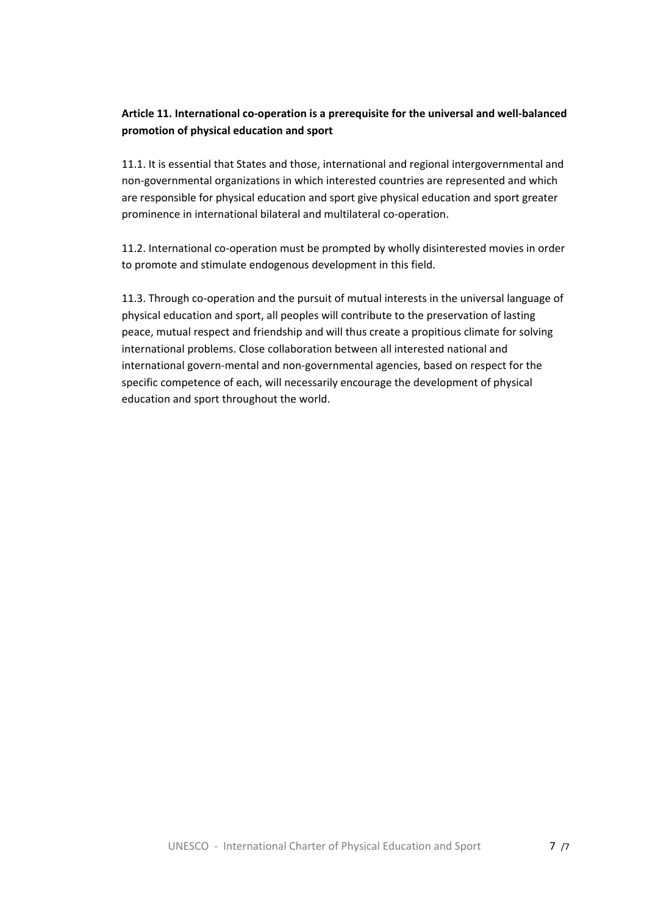**Article 11. International co-operation is a prerequisite for the universal and well-balanced promotion of physical education and sport**

11.1. It is essential that States and those, international and regional intergovernmental and non-governmental organizations in which interested countries are represented and which are responsible for physical education and sport give physical education and sport greater prominence in international bilateral and multilateral co-operation.

11.2. International co-operation must be prompted by wholly disinterested movies in order to promote and stimulate endogenous development in this field.

11.3. Through co-operation and the pursuit of mutual interests in the universal language of physical education and sport, all peoples will contribute to the preservation of lasting peace, mutual respect and friendship and will thus create a propitious climate for solving international problems. Close collaboration between all interested national and international govern-mental and non-governmental agencies, based on respect for the specific competence of each, will necessarily encourage the development of physical education and sport throughout the world.